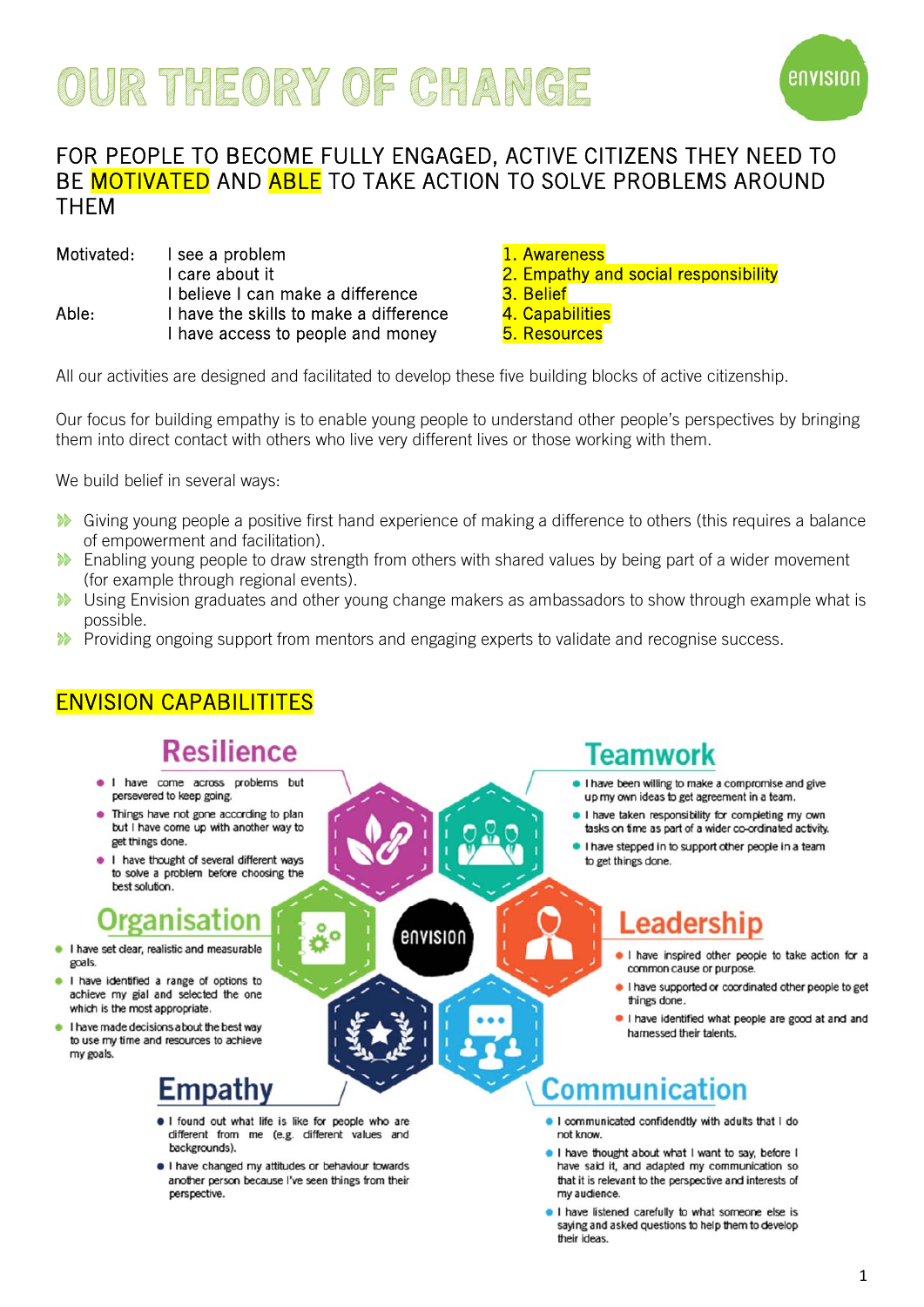# OUR THEORY OF CHANGE

## FOR PEOPLE TO BECOME FULLY ENGAGED, ACTIVE CITIZENS THEY NEED TO BE MOTIVATED AND ABLE TO TAKE ACTION TO SOLVE PROBLEMS AROUND THEM

| | | |
|---|---|---|
| Motivated: | I see a problem | 1. Awareness |
| | I care about it | 2. Empathy and social responsibility |
| | I believe I can make a difference | 3. Belief |
| Able: | I have the skills to make a difference | 4. Capabilities |
| | I have access to people and money | 5. Resources |

All our activities are designed and facilitated to develop these five building blocks of active citizenship.

Our focus for building empathy is to enable young people to understand other people's perspectives by bringing them into direct contact with others who live very different lives or those working with them.

We build belief in several ways:

- Giving young people a positive first hand experience of making a difference to others (this requires a balance of empowerment and facilitation).
- Enabling young people to draw strength from others with shared values by being part of a wider movement (for example through regional events).
- Using Envision graduates and other young change makers as ambassadors to show through example what is possible.
- Providing ongoing support from mentors and engaging experts to validate and recognise success.

## ENVISION CAPABILITITES

### Resilience

- I have come across problems but persevered to keep going.
- Things have not gone according to plan but I have come up with another way to get things done.
- I have thought of several different ways to solve a problem before choosing the best solution.

### Teamwork

- I have been willing to make a compromise and give up my own ideas to get agreement in a team.
- I have taken responsibility for completing my own tasks on time as part of a wider co-ordinated activity.
- I have stepped in to support other people in a team to get things done.

### Organisation

- I have set clear, realistic and measurable goals.
- I have identified a range of options to achieve my gial and selected the one which is the most appropriate.
- I have made decisions about the best way to use my time and resources to achieve my goals.

### Leadership

- I have inspired other people to take action for a common cause or purpose.
- I have supported or coordinated other people to get things done.
- I have identified what people are good at and and harnessed their talents.

### Empathy

- I found out what life is like for people who are different from me (e.g. different values and backgrounds).
- I have changed my attitudes or behaviour towards another person because I've seen things from their perspective.

### Communication

- I communicated confidendtly with adults that I do not know.
- I have thought about what I want to say, before I have said it, and adapted my communication so that it is relevant to the perspective and interests of my audience.
- I have listened carefully to what someone else is saying and asked questions to help them to develop their ideas.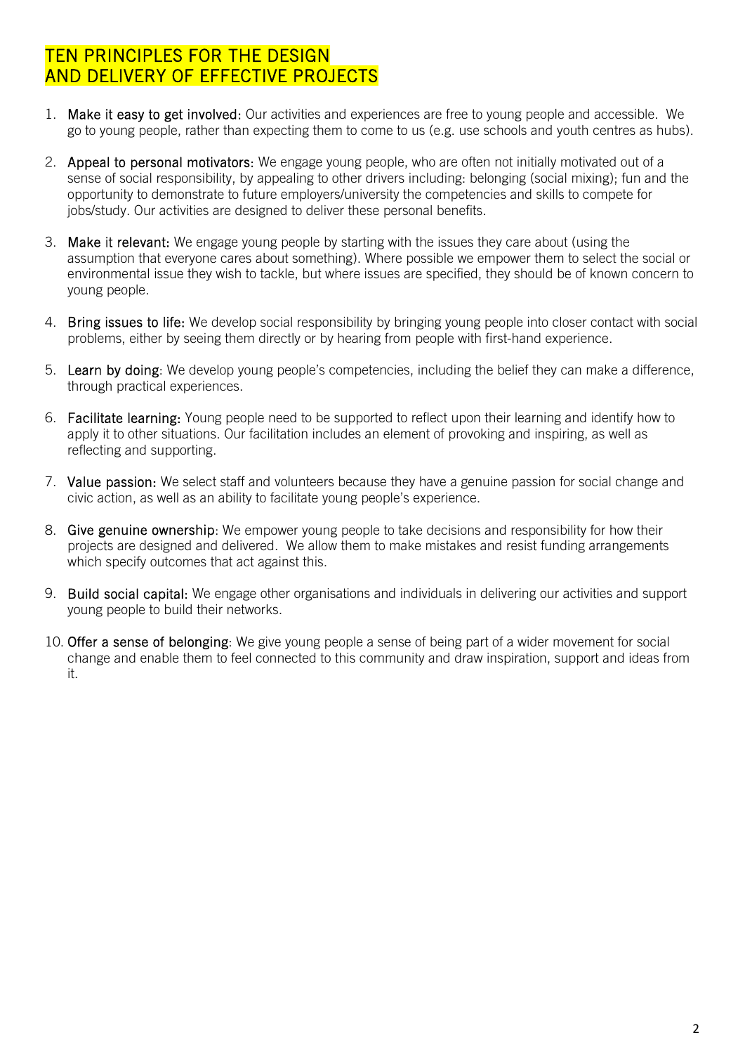# TEN PRINCIPLES FOR THE DESIGN AND DELIVERY OF EFFECTIVE PROJECTS

1. **Make it easy to get involved:** Our activities and experiences are free to young people and accessible. We go to young people, rather than expecting them to come to us (e.g. use schools and youth centres as hubs).

2. **Appeal to personal motivators:** We engage young people, who are often not initially motivated out of a sense of social responsibility, by appealing to other drivers including: belonging (social mixing); fun and the opportunity to demonstrate to future employers/university the competencies and skills to compete for jobs/study. Our activities are designed to deliver these personal benefits.

3. **Make it relevant:** We engage young people by starting with the issues they care about (using the assumption that everyone cares about something). Where possible we empower them to select the social or environmental issue they wish to tackle, but where issues are specified, they should be of known concern to young people.

4. **Bring issues to life:** We develop social responsibility by bringing young people into closer contact with social problems, either by seeing them directly or by hearing from people with first-hand experience.

5. **Learn by doing**: We develop young people's competencies, including the belief they can make a difference, through practical experiences.

6. **Facilitate learning:** Young people need to be supported to reflect upon their learning and identify how to apply it to other situations. Our facilitation includes an element of provoking and inspiring, as well as reflecting and supporting.

7. **Value passion:** We select staff and volunteers because they have a genuine passion for social change and civic action, as well as an ability to facilitate young people's experience.

8. **Give genuine ownership**: We empower young people to take decisions and responsibility for how their projects are designed and delivered. We allow them to make mistakes and resist funding arrangements which specify outcomes that act against this.

9. **Build social capital:** We engage other organisations and individuals in delivering our activities and support young people to build their networks.

10. **Offer a sense of belonging**: We give young people a sense of being part of a wider movement for social change and enable them to feel connected to this community and draw inspiration, support and ideas from it.